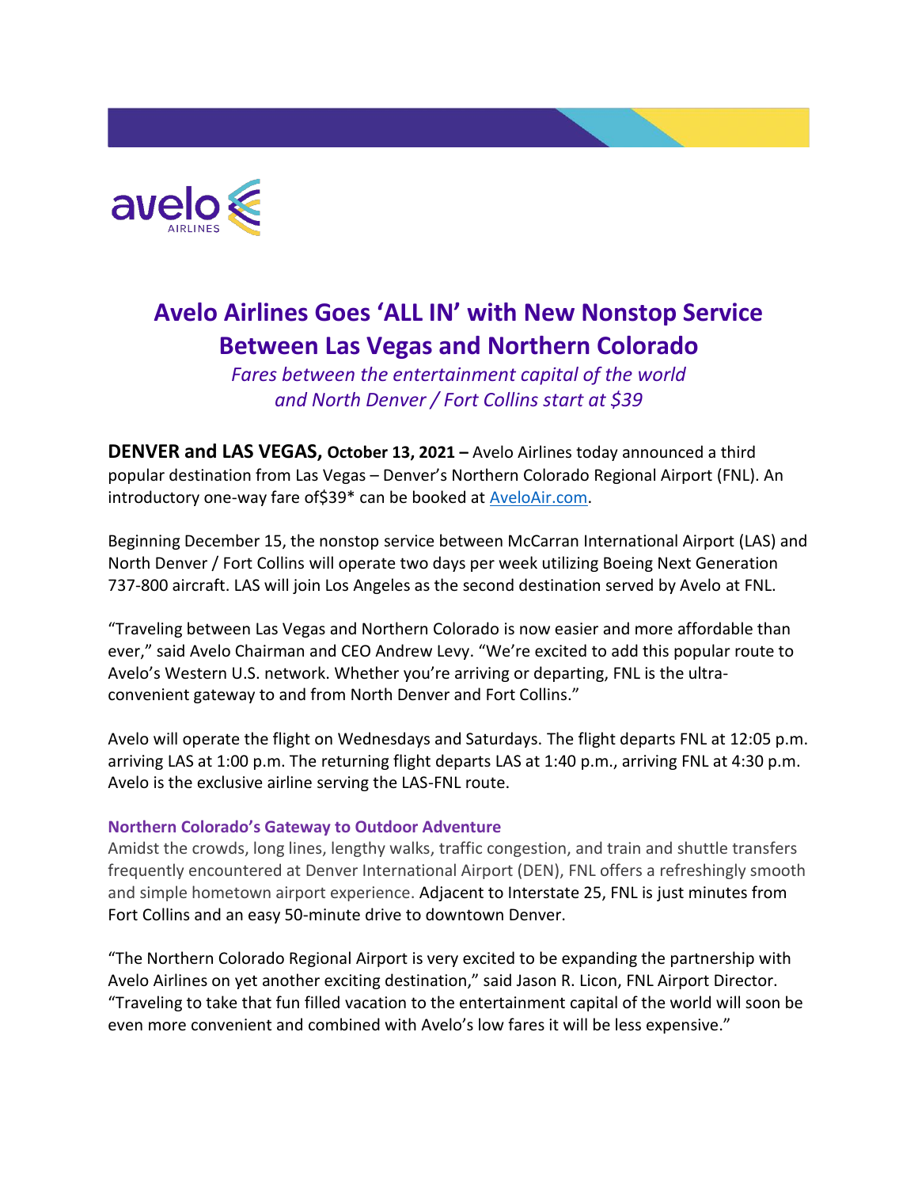# Avelo Airlines Goes 'ALL IN' with New Nonstop Service Between Las Vegas and Northern Colorado

*Fares between the entertainment capital of the world and North Denver / Fort Collins start at $39*

**DENVER and LAS VEGAS, October 13, 2021 –** Avelo Airlines today announced a third popular destination from Las Vegas – Denver's Northern Colorado Regional Airport (FNL). An introductory one-way fare of$39* can be booked at AveloAir.com.

Beginning December 15, the nonstop service between McCarran International Airport (LAS) and North Denver / Fort Collins will operate two days per week utilizing Boeing Next Generation 737-800 aircraft. LAS will join Los Angeles as the second destination served by Avelo at FNL.

"Traveling between Las Vegas and Northern Colorado is now easier and more affordable than ever," said Avelo Chairman and CEO Andrew Levy. "We're excited to add this popular route to Avelo's Western U.S. network. Whether you're arriving or departing, FNL is the ultra-convenient gateway to and from North Denver and Fort Collins."

Avelo will operate the flight on Wednesdays and Saturdays. The flight departs FNL at 12:05 p.m. arriving LAS at 1:00 p.m. The returning flight departs LAS at 1:40 p.m., arriving FNL at 4:30 p.m. Avelo is the exclusive airline serving the LAS-FNL route.

### Northern Colorado's Gateway to Outdoor Adventure

Amidst the crowds, long lines, lengthy walks, traffic congestion, and train and shuttle transfers frequently encountered at Denver International Airport (DEN), FNL offers a refreshingly smooth and simple hometown airport experience. Adjacent to Interstate 25, FNL is just minutes from Fort Collins and an easy 50-minute drive to downtown Denver.

"The Northern Colorado Regional Airport is very excited to be expanding the partnership with Avelo Airlines on yet another exciting destination," said Jason R. Licon, FNL Airport Director. "Traveling to take that fun filled vacation to the entertainment capital of the world will soon be even more convenient and combined with Avelo's low fares it will be less expensive."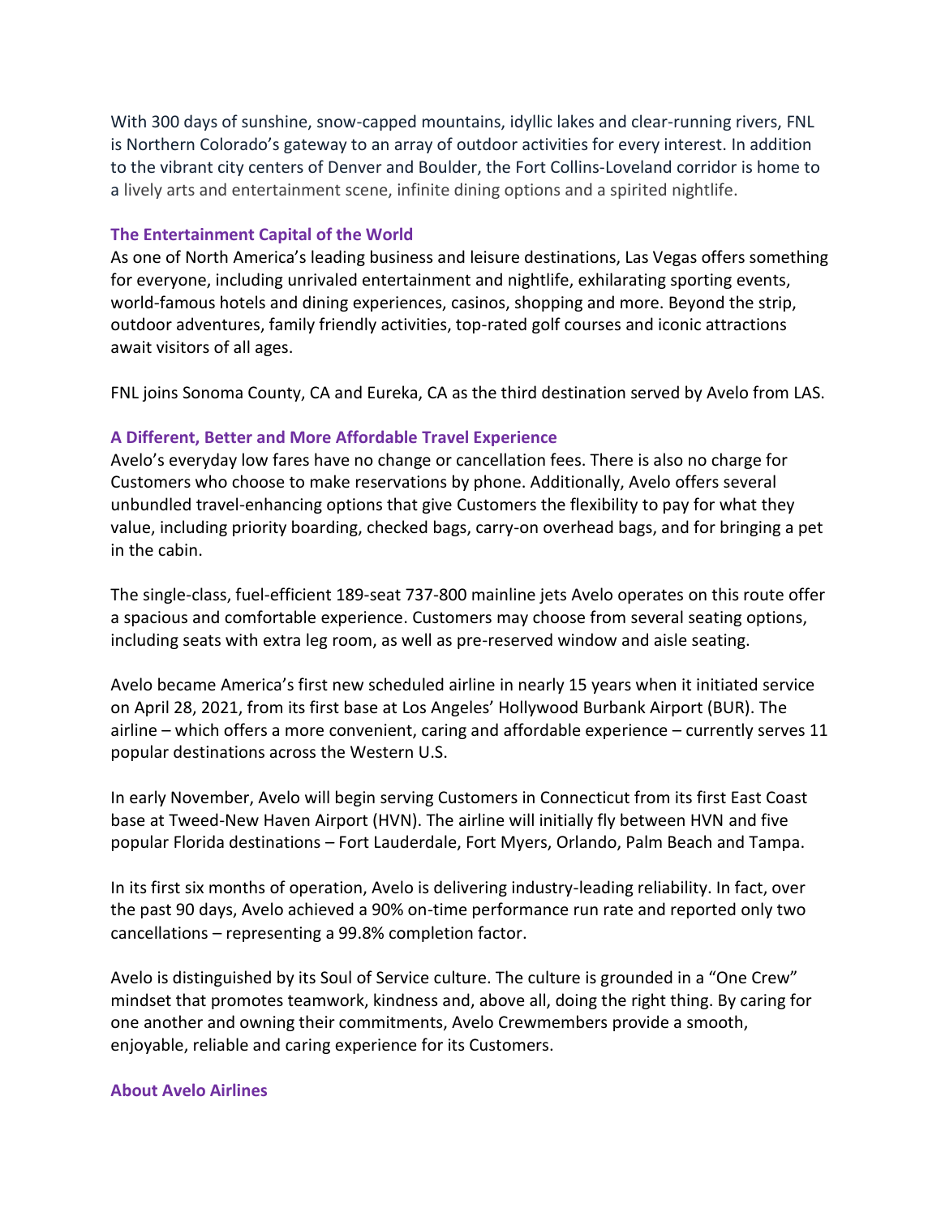With 300 days of sunshine, snow-capped mountains, idyllic lakes and clear-running rivers, FNL is Northern Colorado's gateway to an array of outdoor activities for every interest. In addition to the vibrant city centers of Denver and Boulder, the Fort Collins-Loveland corridor is home to a lively arts and entertainment scene, infinite dining options and a spirited nightlife.

### The Entertainment Capital of the World

As one of North America's leading business and leisure destinations, Las Vegas offers something for everyone, including unrivaled entertainment and nightlife, exhilarating sporting events, world-famous hotels and dining experiences, casinos, shopping and more. Beyond the strip, outdoor adventures, family friendly activities, top-rated golf courses and iconic attractions await visitors of all ages.

FNL joins Sonoma County, CA and Eureka, CA as the third destination served by Avelo from LAS.

### A Different, Better and More Affordable Travel Experience

Avelo's everyday low fares have no change or cancellation fees. There is also no charge for Customers who choose to make reservations by phone. Additionally, Avelo offers several unbundled travel-enhancing options that give Customers the flexibility to pay for what they value, including priority boarding, checked bags, carry-on overhead bags, and for bringing a pet in the cabin.

The single-class, fuel-efficient 189-seat 737-800 mainline jets Avelo operates on this route offer a spacious and comfortable experience. Customers may choose from several seating options, including seats with extra leg room, as well as pre-reserved window and aisle seating.

Avelo became America's first new scheduled airline in nearly 15 years when it initiated service on April 28, 2021, from its first base at Los Angeles' Hollywood Burbank Airport (BUR). The airline – which offers a more convenient, caring and affordable experience – currently serves 11 popular destinations across the Western U.S.

In early November, Avelo will begin serving Customers in Connecticut from its first East Coast base at Tweed-New Haven Airport (HVN). The airline will initially fly between HVN and five popular Florida destinations – Fort Lauderdale, Fort Myers, Orlando, Palm Beach and Tampa.

In its first six months of operation, Avelo is delivering industry-leading reliability. In fact, over the past 90 days, Avelo achieved a 90% on-time performance run rate and reported only two cancellations – representing a 99.8% completion factor.

Avelo is distinguished by its Soul of Service culture. The culture is grounded in a "One Crew" mindset that promotes teamwork, kindness and, above all, doing the right thing. By caring for one another and owning their commitments, Avelo Crewmembers provide a smooth, enjoyable, reliable and caring experience for its Customers.

### About Avelo Airlines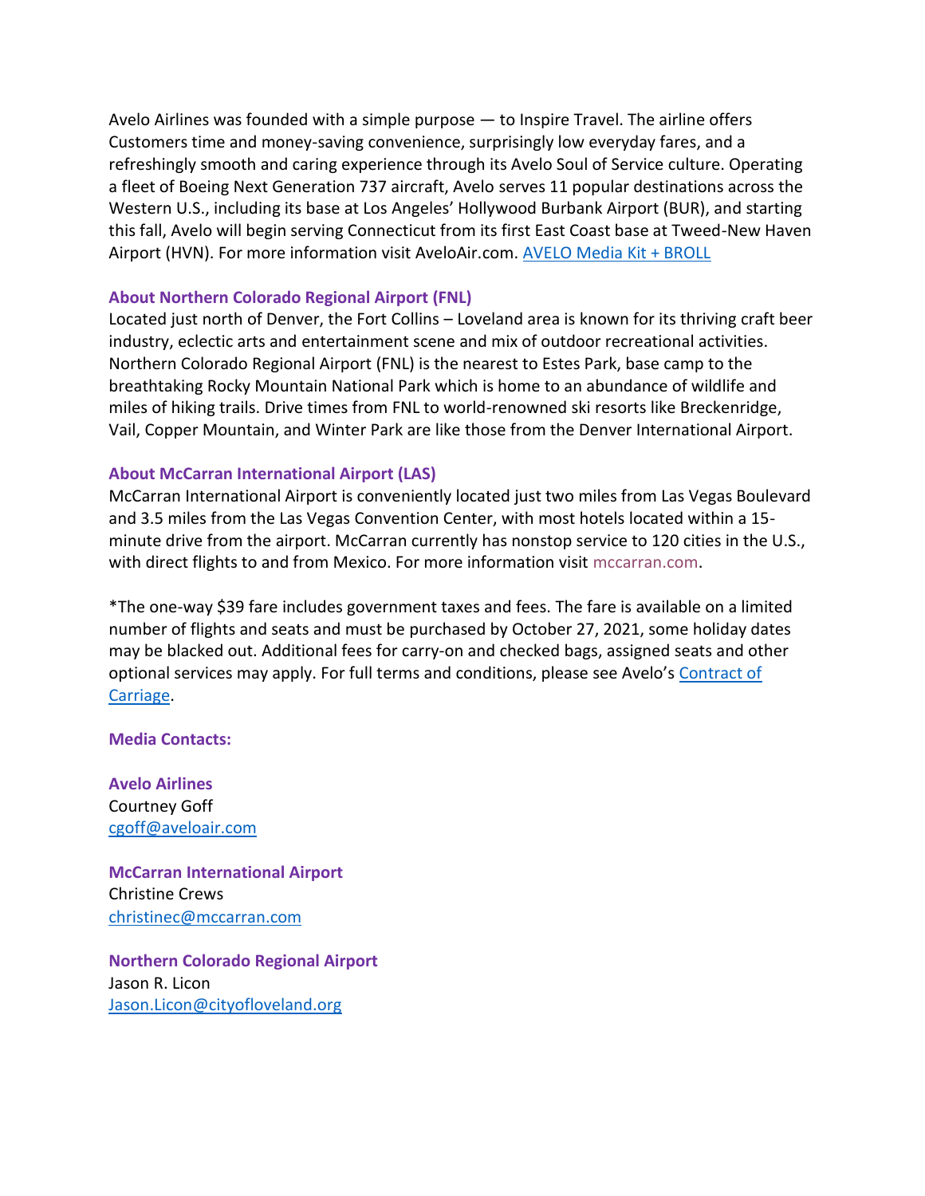Avelo Airlines was founded with a simple purpose — to Inspire Travel. The airline offers Customers time and money-saving convenience, surprisingly low everyday fares, and a refreshingly smooth and caring experience through its Avelo Soul of Service culture. Operating a fleet of Boeing Next Generation 737 aircraft, Avelo serves 11 popular destinations across the Western U.S., including its base at Los Angeles' Hollywood Burbank Airport (BUR), and starting this fall, Avelo will begin serving Connecticut from its first East Coast base at Tweed-New Haven Airport (HVN). For more information visit AveloAir.com. AVELO Media Kit + BROLL

**About Northern Colorado Regional Airport (FNL)**

Located just north of Denver, the Fort Collins – Loveland area is known for its thriving craft beer industry, eclectic arts and entertainment scene and mix of outdoor recreational activities. Northern Colorado Regional Airport (FNL) is the nearest to Estes Park, base camp to the breathtaking Rocky Mountain National Park which is home to an abundance of wildlife and miles of hiking trails. Drive times from FNL to world-renowned ski resorts like Breckenridge, Vail, Copper Mountain, and Winter Park are like those from the Denver International Airport.

**About McCarran International Airport (LAS)**

McCarran International Airport is conveniently located just two miles from Las Vegas Boulevard and 3.5 miles from the Las Vegas Convention Center, with most hotels located within a 15-minute drive from the airport. McCarran currently has nonstop service to 120 cities in the U.S., with direct flights to and from Mexico. For more information visit mccarran.com.

*The one-way $39 fare includes government taxes and fees. The fare is available on a limited number of flights and seats and must be purchased by October 27, 2021, some holiday dates may be blacked out. Additional fees for carry-on and checked bags, assigned seats and other optional services may apply. For full terms and conditions, please see Avelo's Contract of Carriage.

**Media Contacts:**

**Avelo Airlines**
Courtney Goff
cgoff@aveloair.com

**McCarran International Airport**
Christine Crews
christinec@mccarran.com

**Northern Colorado Regional Airport**
Jason R. Licon
Jason.Licon@cityofloveland.org